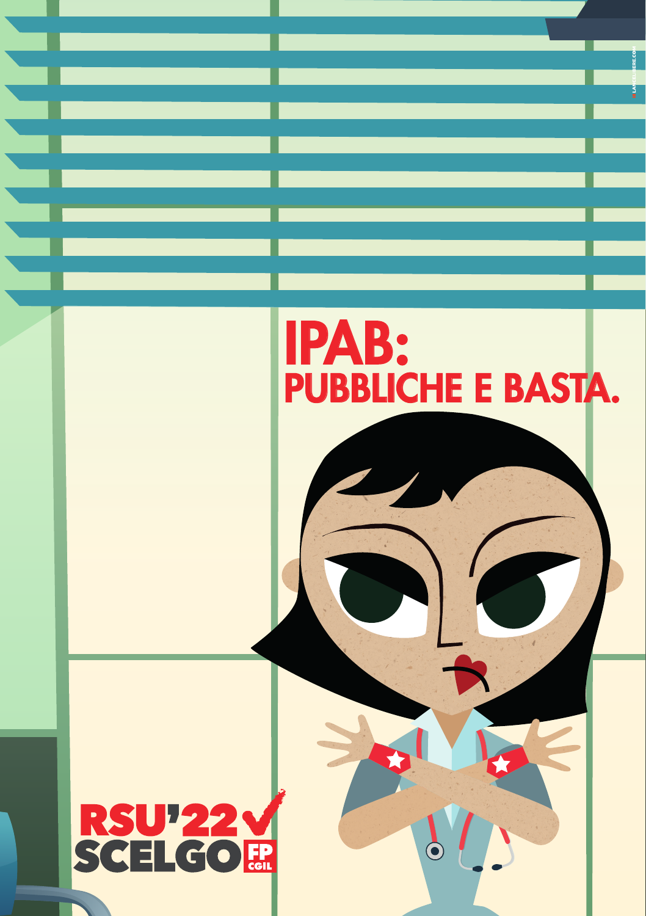# IPAB:
## PUBBLICHE E BASTA.

RSU'22
SCELGO FP CGIL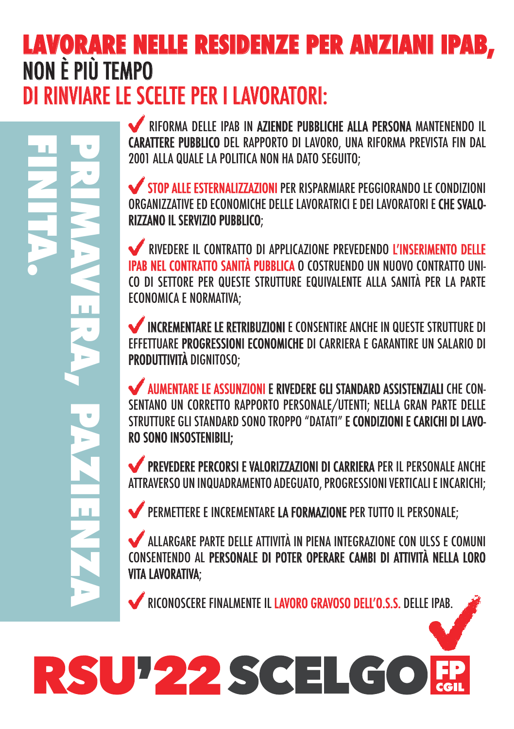# LAVORARE NELLE RESIDENZE PER ANZIANI IPAB, NON È PIÙ TEMPO DI RINVIARE LE SCELTE PER I LAVORATORI:

**PRIMAVERA, PAZIENZA FINITA.**

- ✔ RIFORMA DELLE IPAB IN **AZIENDE PUBBLICHE ALLA PERSONA** MANTENENDO IL **CARATTERE PUBBLICO** DEL RAPPORTO DI LAVORO, UNA RIFORMA PREVISTA FIN DAL 2001 ALLA QUALE LA POLITICA NON HA DATO SEGUITO;

- ✔ **STOP ALLE ESTERNALIZZAZIONI** PER RISPARMIARE PEGGIORANDO LE CONDIZIONI ORGANIZZATIVE ED ECONOMICHE DELLE LAVORATRICI E DEI LAVORATORI E **CHE SVALORIZZANO IL SERVIZIO PUBBLICO**;

- ✔ RIVEDERE IL CONTRATTO DI APPLICAZIONE PREVEDENDO **L'INSERIMENTO DELLE IPAB NEL CONTRATTO SANITÀ PUBBLICA** O COSTRUENDO UN NUOVO CONTRATTO UNICO DI SETTORE PER QUESTE STRUTTURE EQUIVALENTE ALLA SANITÀ PER LA PARTE ECONOMICA E NORMATIVA;

- ✔ **INCREMENTARE LE RETRIBUZIONI** E CONSENTIRE ANCHE IN QUESTE STRUTTURE DI EFFETTUARE **PROGRESSIONI ECONOMICHE** DI CARRIERA E GARANTIRE UN SALARIO DI **PRODUTTIVITÀ** DIGNITOSO;

- ✔ **AUMENTARE LE ASSUNZIONI** E **RIVEDERE GLI STANDARD ASSISTENZIALI** CHE CONSENTANO UN CORRETTO RAPPORTO PERSONALE/UTENTI; NELLA GRAN PARTE DELLE STRUTTURE GLI STANDARD SONO TROPPO "DATATI" **E CONDIZIONI E CARICHI DI LAVORO SONO INSOSTENIBILI;**

- ✔ **PREVEDERE PERCORSI E VALORIZZAZIONI DI CARRIERA** PER IL PERSONALE ANCHE ATTRAVERSO UN INQUADRAMENTO ADEGUATO, PROGRESSIONI VERTICALI E INCARICHI;

- ✔ PERMETTERE E INCREMENTARE **LA FORMAZIONE** PER TUTTO IL PERSONALE;

- ✔ ALLARGARE PARTE DELLE ATTIVITÀ IN PIENA INTEGRAZIONE CON ULSS E COMUNI CONSENTENDO AL **PERSONALE DI POTER OPERARE CAMBI DI ATTIVITÀ NELLA LORO VITA LAVORATIVA**;

- ✔ RICONOSCERE FINALMENTE IL **LAVORO GRAVOSO DELL'O.S.S.** DELLE IPAB.

**RSU'22 SCELGO FP CGIL**